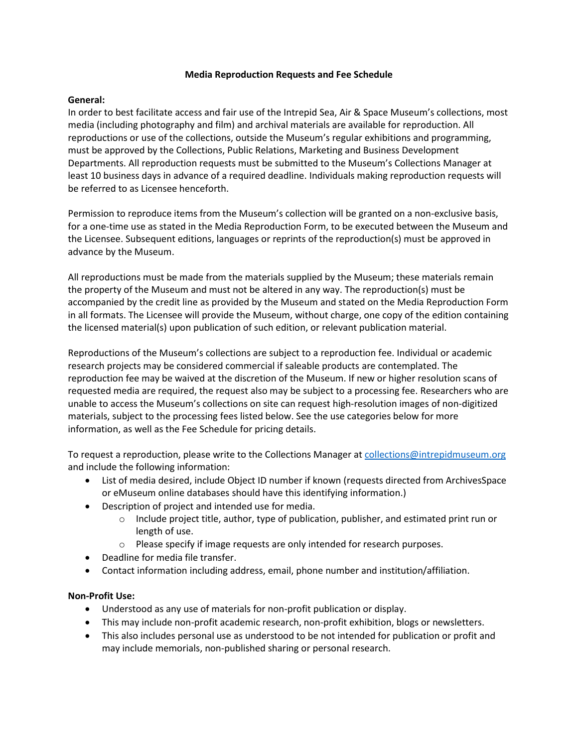# Media Reproduction Requests and Fee Schedule

**General:**

In order to best facilitate access and fair use of the Intrepid Sea, Air & Space Museum's collections, most media (including photography and film) and archival materials are available for reproduction. All reproductions or use of the collections, outside the Museum's regular exhibitions and programming, must be approved by the Collections, Public Relations, Marketing and Business Development Departments. All reproduction requests must be submitted to the Museum's Collections Manager at least 10 business days in advance of a required deadline. Individuals making reproduction requests will be referred to as Licensee henceforth.

Permission to reproduce items from the Museum's collection will be granted on a non-exclusive basis, for a one-time use as stated in the Media Reproduction Form, to be executed between the Museum and the Licensee. Subsequent editions, languages or reprints of the reproduction(s) must be approved in advance by the Museum.

All reproductions must be made from the materials supplied by the Museum; these materials remain the property of the Museum and must not be altered in any way. The reproduction(s) must be accompanied by the credit line as provided by the Museum and stated on the Media Reproduction Form in all formats. The Licensee will provide the Museum, without charge, one copy of the edition containing the licensed material(s) upon publication of such edition, or relevant publication material.

Reproductions of the Museum's collections are subject to a reproduction fee. Individual or academic research projects may be considered commercial if saleable products are contemplated. The reproduction fee may be waived at the discretion of the Museum. If new or higher resolution scans of requested media are required, the request also may be subject to a processing fee. Researchers who are unable to access the Museum's collections on site can request high-resolution images of non-digitized materials, subject to the processing fees listed below. See the use categories below for more information, as well as the Fee Schedule for pricing details.

To request a reproduction, please write to the Collections Manager at [collections@intrepidmuseum.org](mailto:collections@intrepidmuseum.org) and include the following information:

- List of media desired, include Object ID number if known (requests directed from ArchivesSpace or eMuseum online databases should have this identifying information.)
- Description of project and intended use for media.
  - Include project title, author, type of publication, publisher, and estimated print run or length of use.
  - Please specify if image requests are only intended for research purposes.
- Deadline for media file transfer.
- Contact information including address, email, phone number and institution/affiliation.

**Non-Profit Use:**

- Understood as any use of materials for non-profit publication or display.
- This may include non-profit academic research, non-profit exhibition, blogs or newsletters.
- This also includes personal use as understood to be not intended for publication or profit and may include memorials, non-published sharing or personal research.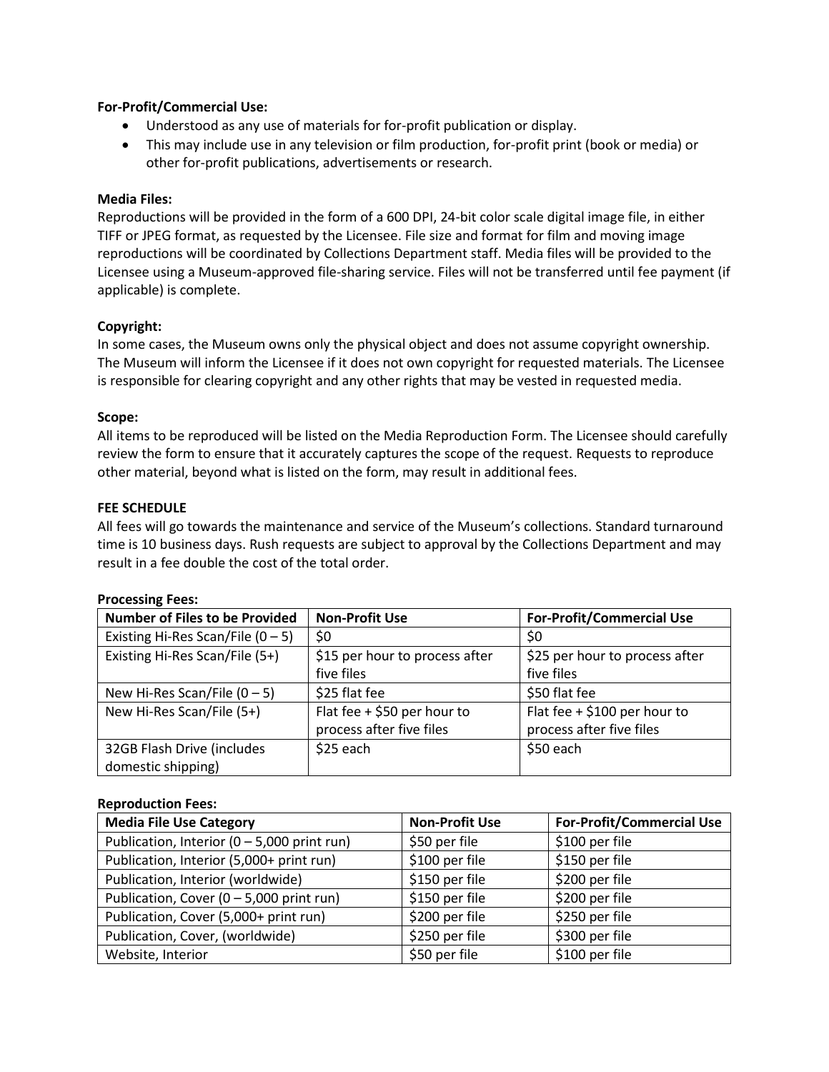**For-Profit/Commercial Use:**

- Understood as any use of materials for for-profit publication or display.
- This may include use in any television or film production, for-profit print (book or media) or other for-profit publications, advertisements or research.

**Media Files:**
Reproductions will be provided in the form of a 600 DPI, 24-bit color scale digital image file, in either TIFF or JPEG format, as requested by the Licensee. File size and format for film and moving image reproductions will be coordinated by Collections Department staff. Media files will be provided to the Licensee using a Museum-approved file-sharing service. Files will not be transferred until fee payment (if applicable) is complete.

**Copyright:**
In some cases, the Museum owns only the physical object and does not assume copyright ownership. The Museum will inform the Licensee if it does not own copyright for requested materials. The Licensee is responsible for clearing copyright and any other rights that may be vested in requested media.

**Scope:**
All items to be reproduced will be listed on the Media Reproduction Form. The Licensee should carefully review the form to ensure that it accurately captures the scope of the request. Requests to reproduce other material, beyond what is listed on the form, may result in additional fees.

**FEE SCHEDULE**
All fees will go towards the maintenance and service of the Museum's collections. Standard turnaround time is 10 business days. Rush requests are subject to approval by the Collections Department and may result in a fee double the cost of the total order.

**Processing Fees:**

| Number of Files to be Provided | Non-Profit Use | For-Profit/Commercial Use |
|---|---|---|
| Existing Hi-Res Scan/File (0 – 5) | $0 | $0 |
| Existing Hi-Res Scan/File (5+) | $15 per hour to process after five files | $25 per hour to process after five files |
| New Hi-Res Scan/File (0 – 5) | $25 flat fee | $50 flat fee |
| New Hi-Res Scan/File (5+) | Flat fee + $50 per hour to process after five files | Flat fee + $100 per hour to process after five files |
| 32GB Flash Drive (includes domestic shipping) | $25 each | $50 each |

**Reproduction Fees:**

| Media File Use Category | Non-Profit Use | For-Profit/Commercial Use |
|---|---|---|
| Publication, Interior (0 – 5,000 print run) | $50 per file | $100 per file |
| Publication, Interior (5,000+ print run) | $100 per file | $150 per file |
| Publication, Interior (worldwide) | $150 per file | $200 per file |
| Publication, Cover (0 – 5,000 print run) | $150 per file | $200 per file |
| Publication, Cover (5,000+ print run) | $200 per file | $250 per file |
| Publication, Cover, (worldwide) | $250 per file | $300 per file |
| Website, Interior | $50 per file | $100 per file |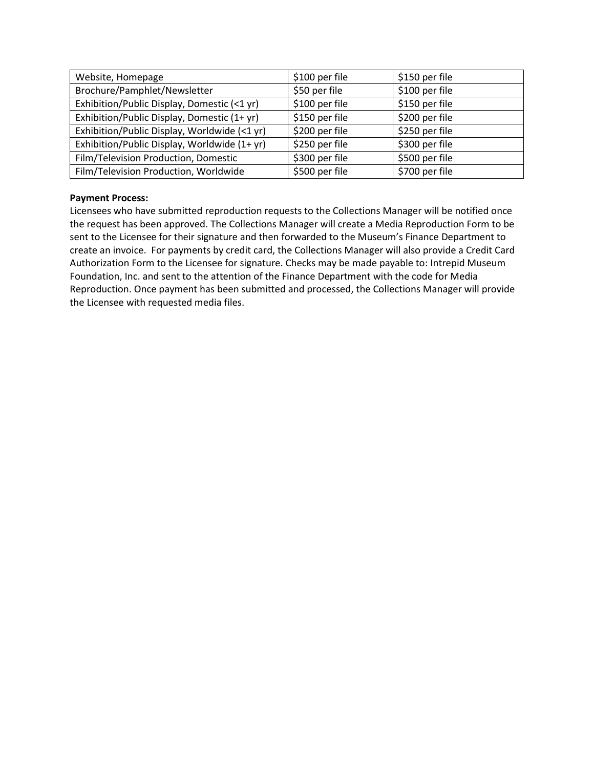| | | |
|---|---|---|
| Website, Homepage | $100 per file | $150 per file |
| Brochure/Pamphlet/Newsletter | $50 per file | $100 per file |
| Exhibition/Public Display, Domestic (<1 yr) | $100 per file | $150 per file |
| Exhibition/Public Display, Domestic (1+ yr) | $150 per file | $200 per file |
| Exhibition/Public Display, Worldwide (<1 yr) | $200 per file | $250 per file |
| Exhibition/Public Display, Worldwide (1+ yr) | $250 per file | $300 per file |
| Film/Television Production, Domestic | $300 per file | $500 per file |
| Film/Television Production, Worldwide | $500 per file | $700 per file |

**Payment Process:**

Licensees who have submitted reproduction requests to the Collections Manager will be notified once the request has been approved. The Collections Manager will create a Media Reproduction Form to be sent to the Licensee for their signature and then forwarded to the Museum's Finance Department to create an invoice. For payments by credit card, the Collections Manager will also provide a Credit Card Authorization Form to the Licensee for signature. Checks may be made payable to: Intrepid Museum Foundation, Inc. and sent to the attention of the Finance Department with the code for Media Reproduction. Once payment has been submitted and processed, the Collections Manager will provide the Licensee with requested media files.